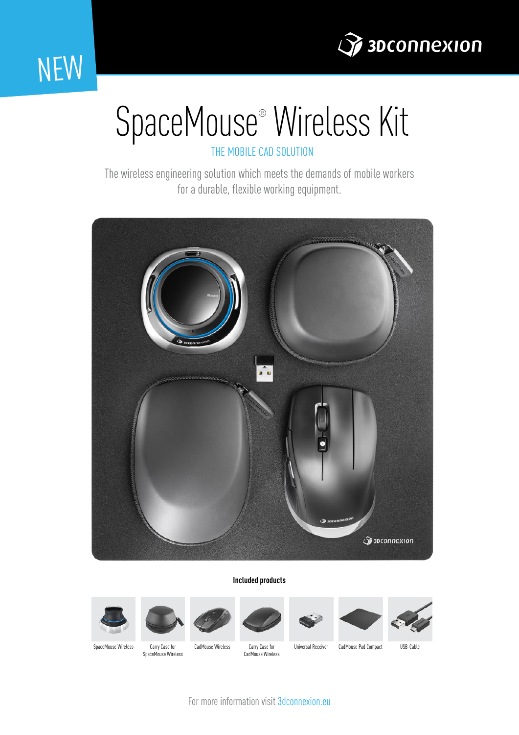NEW

# SpaceMouse® Wireless Kit

THE MOBILE CAD SOLUTION

The wireless engineering solution which meets the demands of mobile workers for a durable, flexible working equipment.

**Included products**

- SpaceMouse Wireless
- Carry Case for SpaceMouse Wireless
- CadMouse Wireless
- Carry Case for CadMouse Wireless
- Universal Receiver
- CadMouse Pad Compact
- USB-Cable

For more information visit 3dconnexion.eu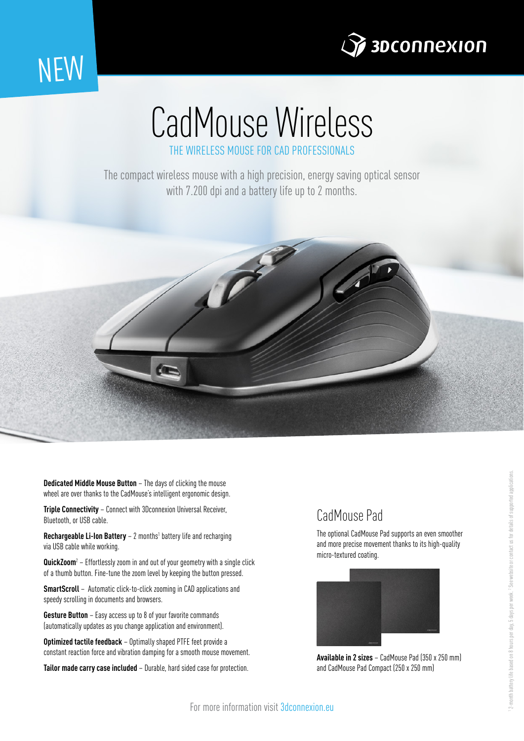NEW

# CadMouse Wireless

THE WIRELESS MOUSE FOR CAD PROFESSIONALS

The compact wireless mouse with a high precision, energy saving optical sensor with 7.200 dpi and a battery life up to 2 months.

**Dedicated Middle Mouse Button** – The days of clicking the mouse wheel are over thanks to the CadMouse's intelligent ergonomic design.

**Triple Connectivity** – Connect with 3Dconnexion Universal Receiver, Bluetooth, or USB cable.

**Rechargeable Li-Ion Battery** – 2 months[1] battery life and recharging via USB cable while working.

**QuickZoom**[2] – Effortlessly zoom in and out of your geometry with a single click of a thumb button. Fine-tune the zoom level by keeping the button pressed.

**SmartScroll** – Automatic click-to-click zooming in CAD applications and speedy scrolling in documents and browsers.

**Gesture Button** – Easy access up to 8 of your favorite commands (automatically updates as you change application and environment).

**Optimized tactile feedback** – Optimally shaped PTFE feet provide a constant reaction force and vibration damping for a smooth mouse movement.

**Tailor made carry case included** – Durable, hard sided case for protection.

## CadMouse Pad

The optional CadMouse Pad supports an even smoother and more precise movement thanks to its high-quality micro-textured coating.

**Available in 2 sizes** – CadMouse Pad (350 x 250 mm) and CadMouse Pad Compact (250 x 250 mm)

For more information visit 3dconnexion.eu

[1] 2-month battery life based on 8 hours per day, 5 days per week. [2] See website or contact us for details of supported applications.